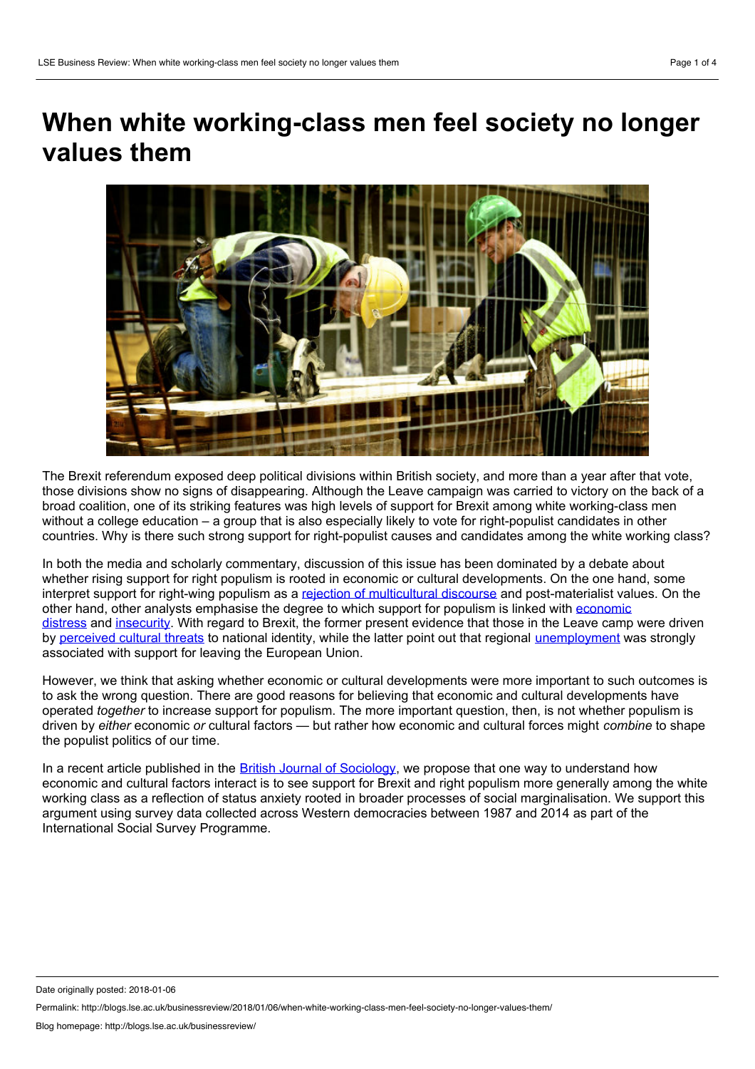# When white working-class men feel society no longer values them

The Brexit referendum exposed deep political divisions within British society, and more than a year after that vote, those divisions show no signs of disappearing. Although the Leave campaign was carried to victory on the back of a broad coalition, one of its striking features was high levels of support for Brexit among white working-class men without a college education – a group that is also especially likely to vote for right-populist candidates in other countries. Why is there such strong support for right-populist causes and candidates among the white working class?

In both the media and scholarly commentary, discussion of this issue has been dominated by a debate about whether rising support for right populism is rooted in economic or cultural developments. On the one hand, some interpret support for right-wing populism as a rejection of multicultural discourse and post-materialist values. On the other hand, other analysts emphasise the degree to which support for populism is linked with economic distress and insecurity. With regard to Brexit, the former present evidence that those in the Leave camp were driven by perceived cultural threats to national identity, while the latter point out that regional unemployment was strongly associated with support for leaving the European Union.

However, we think that asking whether economic or cultural developments were more important to such outcomes is to ask the wrong question. There are good reasons for believing that economic and cultural developments have operated *together* to increase support for populism. The more important question, then, is not whether populism is driven by *either* economic *or* cultural factors — but rather how economic and cultural forces might *combine* to shape the populist politics of our time.

In a recent article published in the British Journal of Sociology, we propose that one way to understand how economic and cultural factors interact is to see support for Brexit and right populism more generally among the white working class as a reflection of status anxiety rooted in broader processes of social marginalisation. We support this argument using survey data collected across Western democracies between 1987 and 2014 as part of the International Social Survey Programme.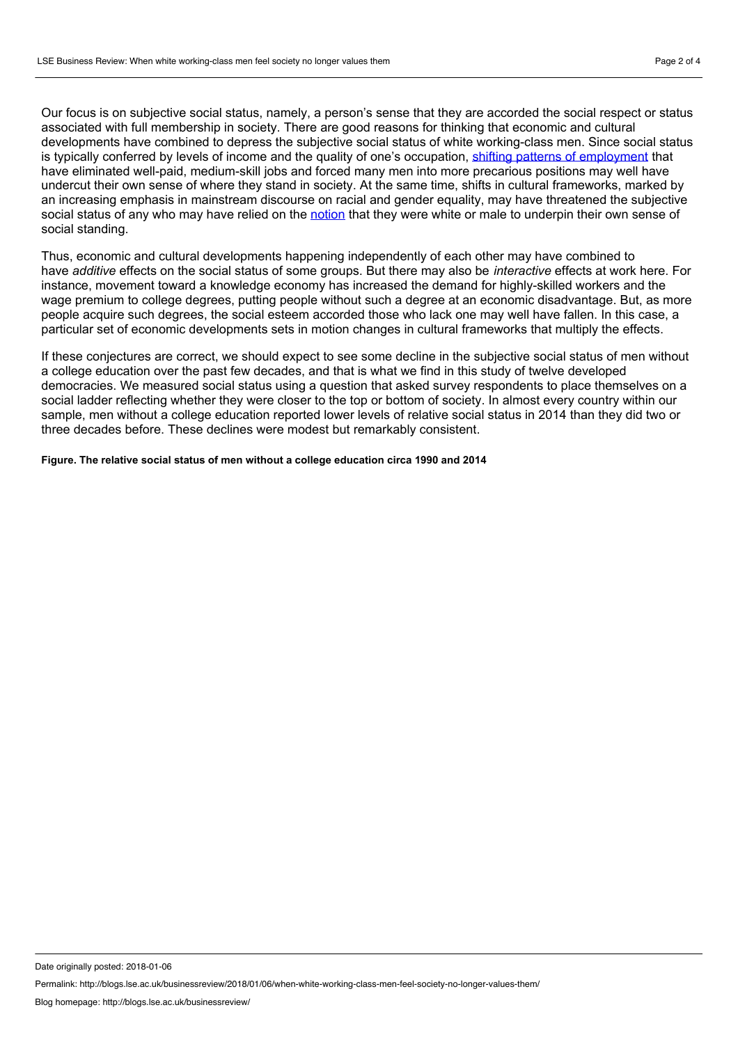Our focus is on subjective social status, namely, a person's sense that they are accorded the social respect or status associated with full membership in society. There are good reasons for thinking that economic and cultural developments have combined to depress the subjective social status of white working-class men. Since social status is typically conferred by levels of income and the quality of one's occupation, shifting patterns of employment that have eliminated well-paid, medium-skill jobs and forced many men into more precarious positions may well have undercut their own sense of where they stand in society. At the same time, shifts in cultural frameworks, marked by an increasing emphasis in mainstream discourse on racial and gender equality, may have threatened the subjective social status of any who may have relied on the notion that they were white or male to underpin their own sense of social standing.

Thus, economic and cultural developments happening independently of each other may have combined to have *additive* effects on the social status of some groups. But there may also be *interactive* effects at work here. For instance, movement toward a knowledge economy has increased the demand for highly-skilled workers and the wage premium to college degrees, putting people without such a degree at an economic disadvantage. But, as more people acquire such degrees, the social esteem accorded those who lack one may well have fallen. In this case, a particular set of economic developments sets in motion changes in cultural frameworks that multiply the effects.

If these conjectures are correct, we should expect to see some decline in the subjective social status of men without a college education over the past few decades, and that is what we find in this study of twelve developed democracies. We measured social status using a question that asked survey respondents to place themselves on a social ladder reflecting whether they were closer to the top or bottom of society. In almost every country within our sample, men without a college education reported lower levels of relative social status in 2014 than they did two or three decades before. These declines were modest but remarkably consistent.

**Figure. The relative social status of men without a college education circa 1990 and 2014**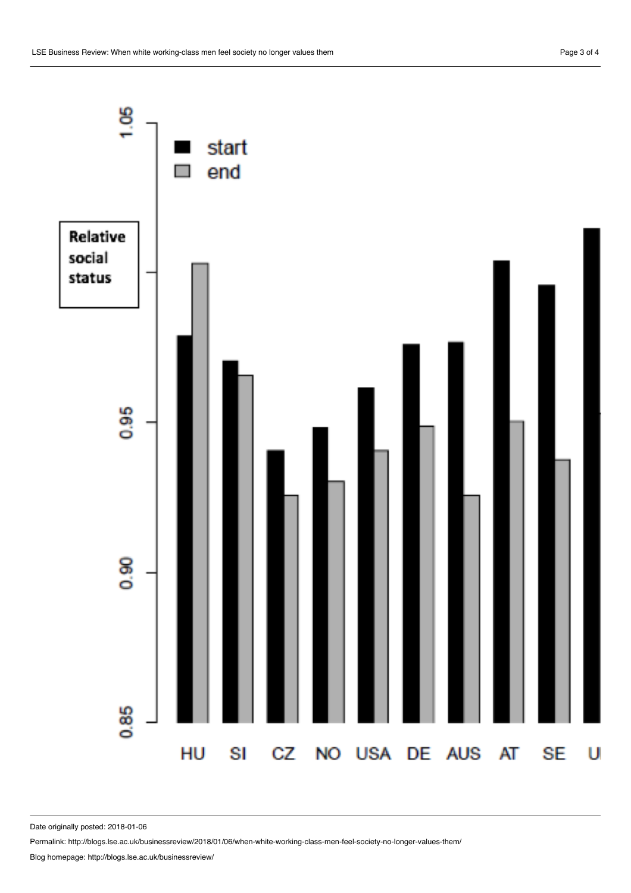1.05

start

end

Relative social status

0.95

0.90

0.85

HU SI CZ NO USA DE AUS AT SE U

Date originally posted: 2018-01-06

Permalink: http://blogs.lse.ac.uk/businessreview/2018/01/06/when-white-working-class-men-feel-society-no-longer-values-them/

Blog homepage: http://blogs.lse.ac.uk/businessreview/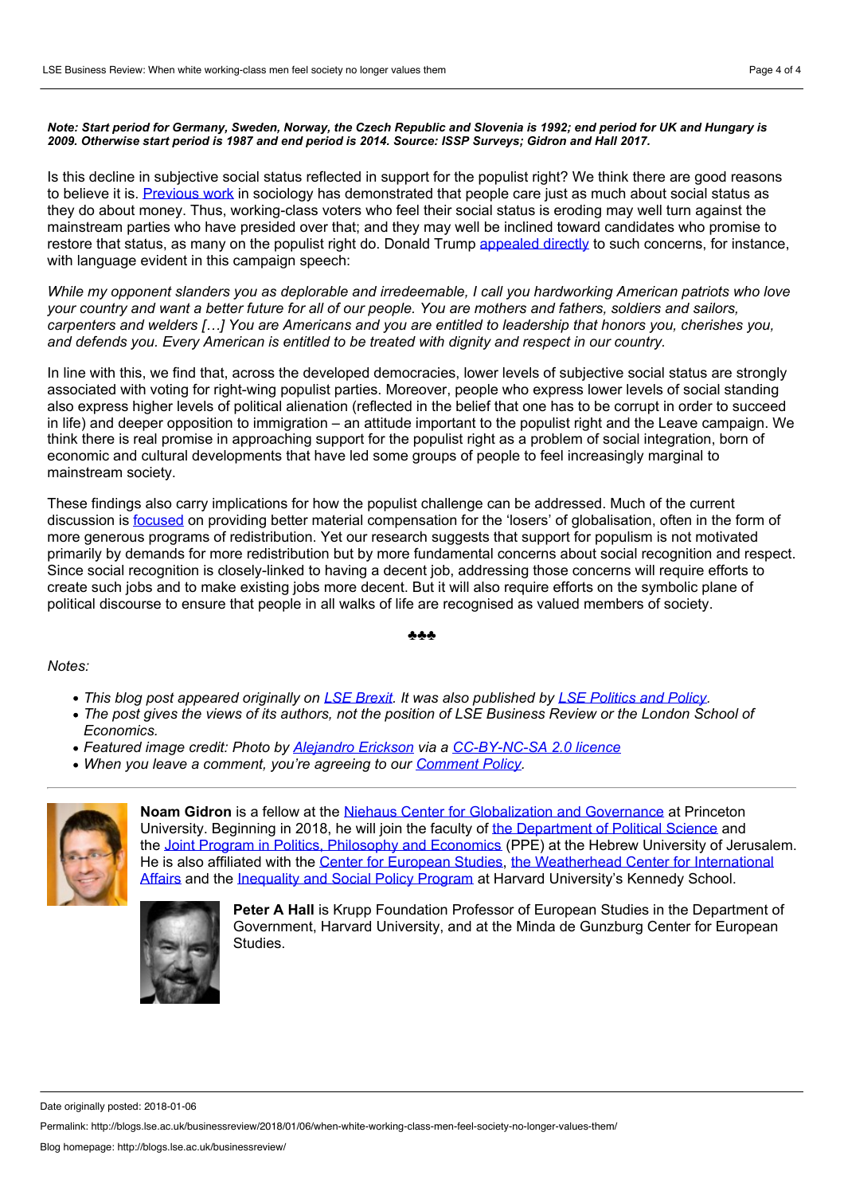***Note: Start period for Germany, Sweden, Norway, the Czech Republic and Slovenia is 1992; end period for UK and Hungary is 2009. Otherwise start period is 1987 and end period is 2014. Source: ISSP Surveys; Gidron and Hall 2017.***

Is this decline in subjective social status reflected in support for the populist right? We think there are good reasons to believe it is. Previous work in sociology has demonstrated that people care just as much about social status as they do about money. Thus, working-class voters who feel their social status is eroding may well turn against the mainstream parties who have presided over that; and they may well be inclined toward candidates who promise to restore that status, as many on the populist right do. Donald Trump appealed directly to such concerns, for instance, with language evident in this campaign speech:

*While my opponent slanders you as deplorable and irredeemable, I call you hardworking American patriots who love your country and want a better future for all of our people. You are mothers and fathers, soldiers and sailors, carpenters and welders […] You are Americans and you are entitled to leadership that honors you, cherishes you, and defends you. Every American is entitled to be treated with dignity and respect in our country.*

In line with this, we find that, across the developed democracies, lower levels of subjective social status are strongly associated with voting for right-wing populist parties. Moreover, people who express lower levels of social standing also express higher levels of political alienation (reflected in the belief that one has to be corrupt in order to succeed in life) and deeper opposition to immigration – an attitude important to the populist right and the Leave campaign. We think there is real promise in approaching support for the populist right as a problem of social integration, born of economic and cultural developments that have led some groups of people to feel increasingly marginal to mainstream society.

These findings also carry implications for how the populist challenge can be addressed. Much of the current discussion is focused on providing better material compensation for the 'losers' of globalisation, often in the form of more generous programs of redistribution. Yet our research suggests that support for populism is not motivated primarily by demands for more redistribution but by more fundamental concerns about social recognition and respect. Since social recognition is closely-linked to having a decent job, addressing those concerns will require efforts to create such jobs and to make existing jobs more decent. But it will also require efforts on the symbolic plane of political discourse to ensure that people in all walks of life are recognised as valued members of society.

♣♣♣

*Notes:*

- *This blog post appeared originally on LSE Brexit. It was also published by LSE Politics and Policy.*
- *The post gives the views of its authors, not the position of LSE Business Review or the London School of Economics.*
- *Featured image credit: Photo by Alejandro Erickson via a CC-BY-NC-SA 2.0 licence*
- *When you leave a comment, you're agreeing to our Comment Policy.*

**Noam Gidron** is a fellow at the Niehaus Center for Globalization and Governance at Princeton University. Beginning in 2018, he will join the faculty of the Department of Political Science and the Joint Program in Politics, Philosophy and Economics (PPE) at the Hebrew University of Jerusalem. He is also affiliated with the Center for European Studies, the Weatherhead Center for International Affairs and the Inequality and Social Policy Program at Harvard University's Kennedy School.

**Peter A Hall** is Krupp Foundation Professor of European Studies in the Department of Government, Harvard University, and at the Minda de Gunzburg Center for European Studies.

Date originally posted: 2018-01-06

Permalink: http://blogs.lse.ac.uk/businessreview/2018/01/06/when-white-working-class-men-feel-society-no-longer-values-them/

Blog homepage: http://blogs.lse.ac.uk/businessreview/